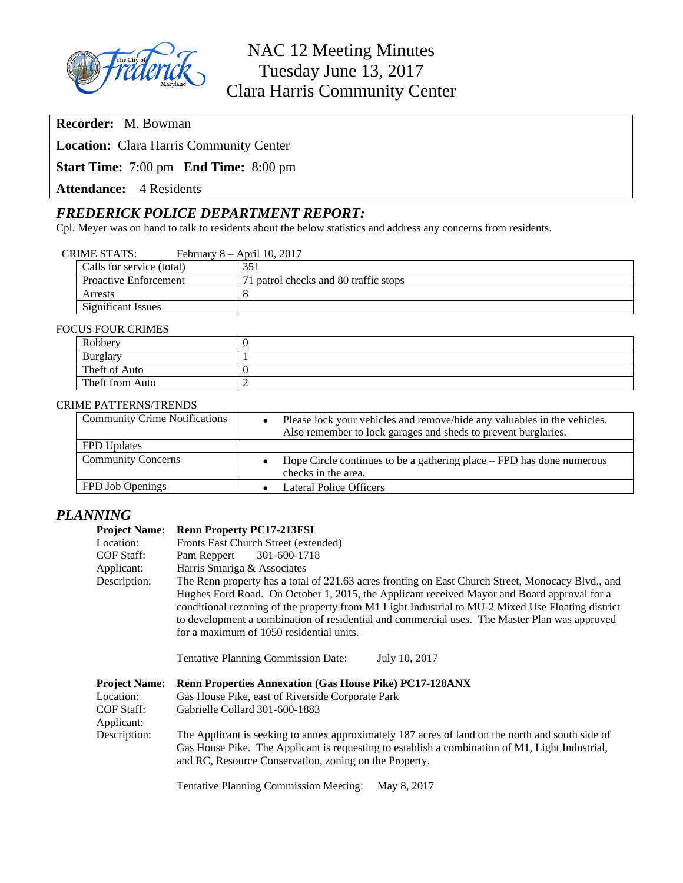# NAC 12 Meeting Minutes
## Tuesday June 13, 2017
## Clara Harris Community Center

**Recorder:** M. Bowman

**Location:** Clara Harris Community Center

**Start Time:** 7:00 pm **End Time:** 8:00 pm

**Attendance:** 4 Residents

## *FREDERICK POLICE DEPARTMENT REPORT:*

Cpl. Meyer was on hand to talk to residents about the below statistics and address any concerns from residents.

CRIME STATS: February 8 – April 10, 2017

| | |
|---|---|
| Calls for service (total) | 351 |
| Proactive Enforcement | 71 patrol checks and 80 traffic stops |
| Arrests | 8 |
| Significant Issues | |

FOCUS FOUR CRIMES

| | |
|---|---|
| Robbery | 0 |
| Burglary | 1 |
| Theft of Auto | 0 |
| Theft from Auto | 2 |

CRIME PATTERNS/TRENDS

| | |
|---|---|
| Community Crime Notifications | • Please lock your vehicles and remove/hide any valuables in the vehicles. Also remember to lock garages and sheds to prevent burglaries. |
| FPD Updates | |
| Community Concerns | • Hope Circle continues to be a gathering place – FPD has done numerous checks in the area. |
| FPD Job Openings | • Lateral Police Officers |

## *PLANNING*

**Project Name:** **Renn Property PC17-213FSI**
Location: Fronts East Church Street (extended)
COF Staff: Pam Reppert 301-600-1718
Applicant: Harris Smariga & Associates
Description: The Renn property has a total of 221.63 acres fronting on East Church Street, Monocacy Blvd., and Hughes Ford Road. On October 1, 2015, the Applicant received Mayor and Board approval for a conditional rezoning of the property from M1 Light Industrial to MU-2 Mixed Use Floating district to development a combination of residential and commercial uses. The Master Plan was approved for a maximum of 1050 residential units.

Tentative Planning Commission Date: July 10, 2017

**Project Name:** **Renn Properties Annexation (Gas House Pike) PC17-128ANX**
Location: Gas House Pike, east of Riverside Corporate Park
COF Staff: Gabrielle Collard 301-600-1883
Applicant:
Description: The Applicant is seeking to annex approximately 187 acres of land on the north and south side of Gas House Pike. The Applicant is requesting to establish a combination of M1, Light Industrial, and RC, Resource Conservation, zoning on the Property.

Tentative Planning Commission Meeting: May 8, 2017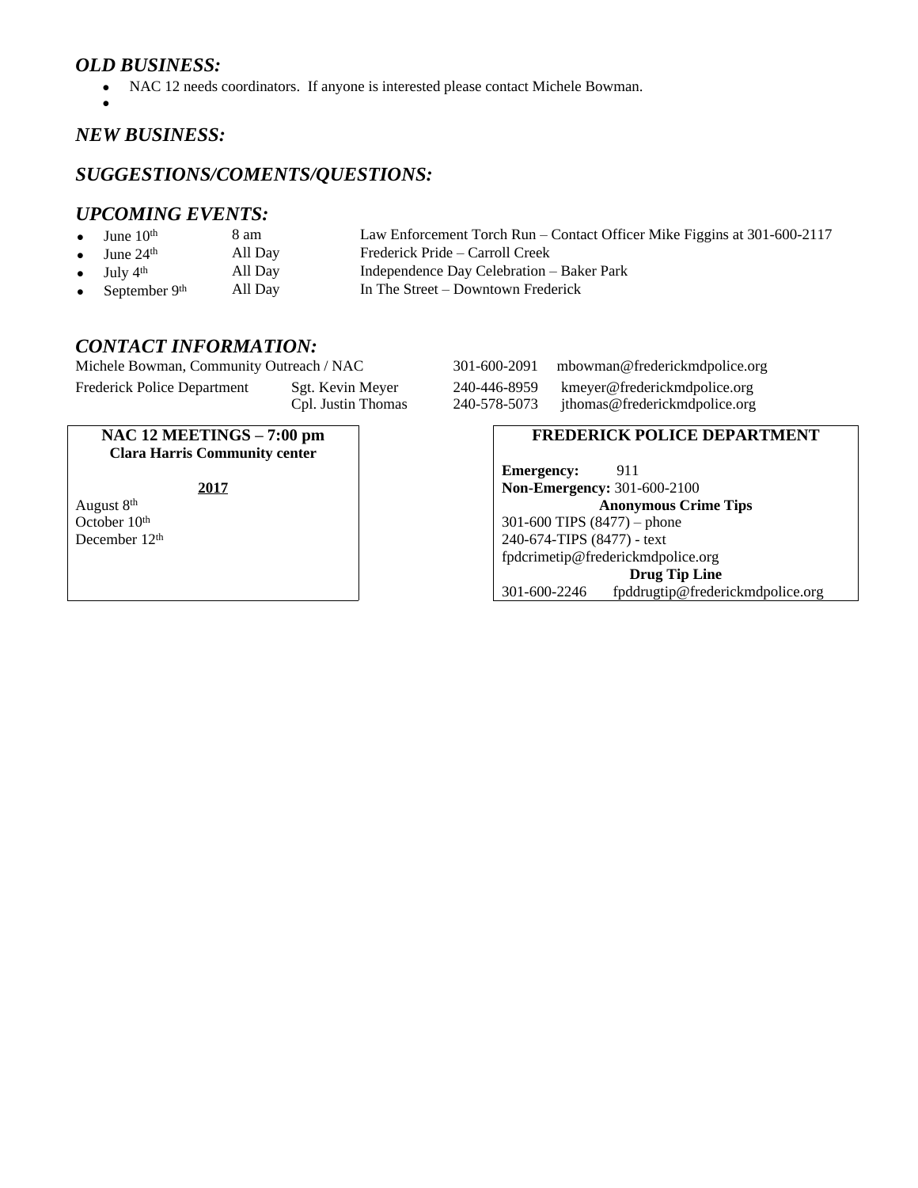## *OLD BUSINESS:*

- NAC 12 needs coordinators. If anyone is interested please contact Michele Bowman.
- 

## *NEW BUSINESS:*

## *SUGGESTIONS/COMENTS/QUESTIONS:*

## *UPCOMING EVENTS:*

- June 10th — 8 am — Law Enforcement Torch Run – Contact Officer Mike Figgins at 301-600-2117
- June 24th — All Day — Frederick Pride – Carroll Creek
- July 4th — All Day — Independence Day Celebration – Baker Park
- September 9th — All Day — In The Street – Downtown Frederick

## *CONTACT INFORMATION:*

| | | | |
|---|---|---|---|
| Michele Bowman, Community Outreach / NAC | | 301-600-2091 | mbowman@frederickmdpolice.org |
| Frederick Police Department | Sgt. Kevin Meyer | 240-446-8959 | kmeyer@frederickmdpolice.org |
| | Cpl. Justin Thomas | 240-578-5073 | jthomas@frederickmdpolice.org |

**NAC 12 MEETINGS – 7:00 pm**
**Clara Harris Community center**

**2017**

August 8th
October 10th
December 12th

**FREDERICK POLICE DEPARTMENT**

**Emergency:** 911
**Non-Emergency:** 301-600-2100

**Anonymous Crime Tips**

301-600 TIPS (8477) – phone
240-674-TIPS (8477) - text
fpdcrimetip@frederickmdpolice.org

**Drug Tip Line**

301-600-2246 fpddrugtip@frederickmdpolice.org